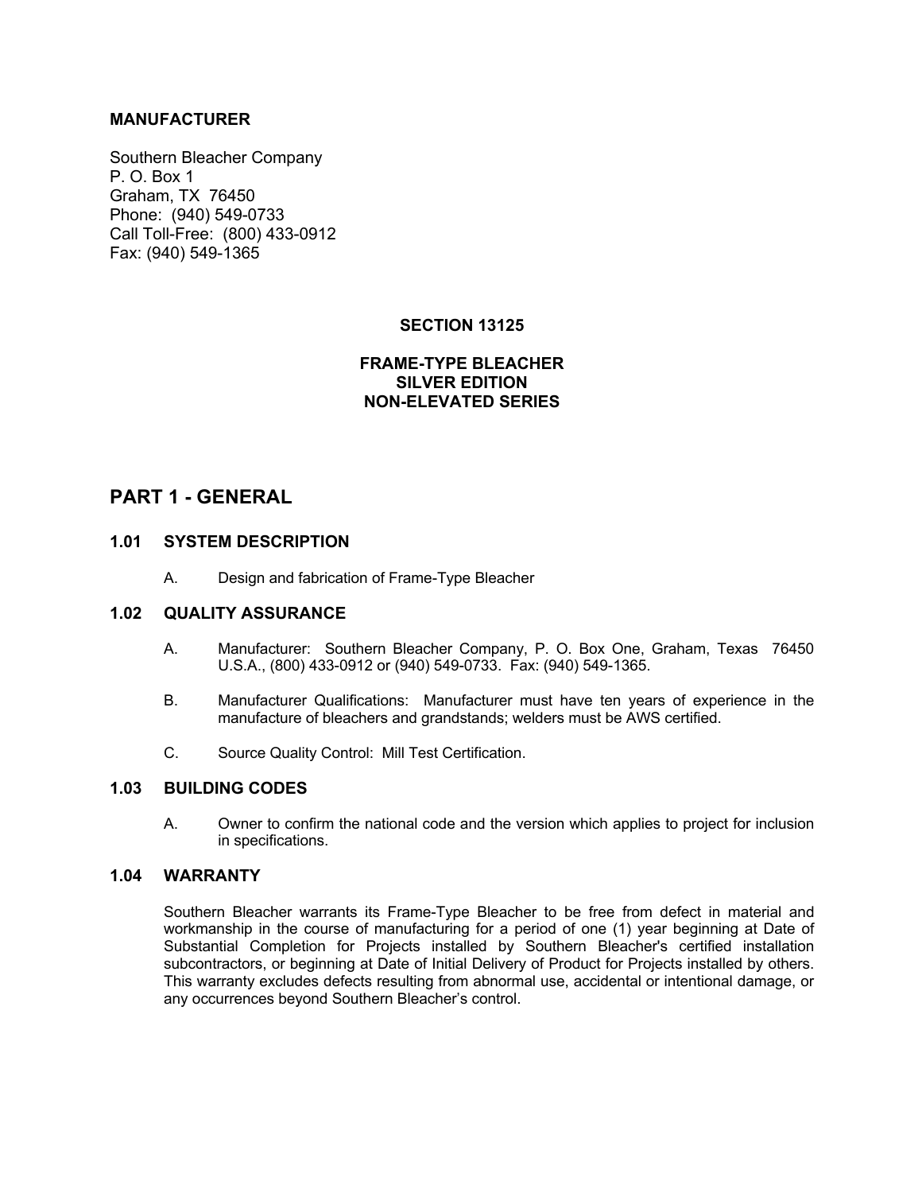**MANUFACTURER**

Southern Bleacher Company
P. O. Box 1
Graham, TX 76450
Phone: (940) 549-0733
Call Toll-Free: (800) 433-0912
Fax: (940) 549-1365

**SECTION 13125**

**FRAME-TYPE BLEACHER**
**SILVER EDITION**
**NON-ELEVATED SERIES**

# PART 1 - GENERAL

## 1.01 SYSTEM DESCRIPTION

A. Design and fabrication of Frame-Type Bleacher

## 1.02 QUALITY ASSURANCE

A. Manufacturer: Southern Bleacher Company, P. O. Box One, Graham, Texas 76450 U.S.A., (800) 433-0912 or (940) 549-0733. Fax: (940) 549-1365.

B. Manufacturer Qualifications: Manufacturer must have ten years of experience in the manufacture of bleachers and grandstands; welders must be AWS certified.

C. Source Quality Control: Mill Test Certification.

## 1.03 BUILDING CODES

A. Owner to confirm the national code and the version which applies to project for inclusion in specifications.

## 1.04 WARRANTY

Southern Bleacher warrants its Frame-Type Bleacher to be free from defect in material and workmanship in the course of manufacturing for a period of one (1) year beginning at Date of Substantial Completion for Projects installed by Southern Bleacher's certified installation subcontractors, or beginning at Date of Initial Delivery of Product for Projects installed by others. This warranty excludes defects resulting from abnormal use, accidental or intentional damage, or any occurrences beyond Southern Bleacher's control.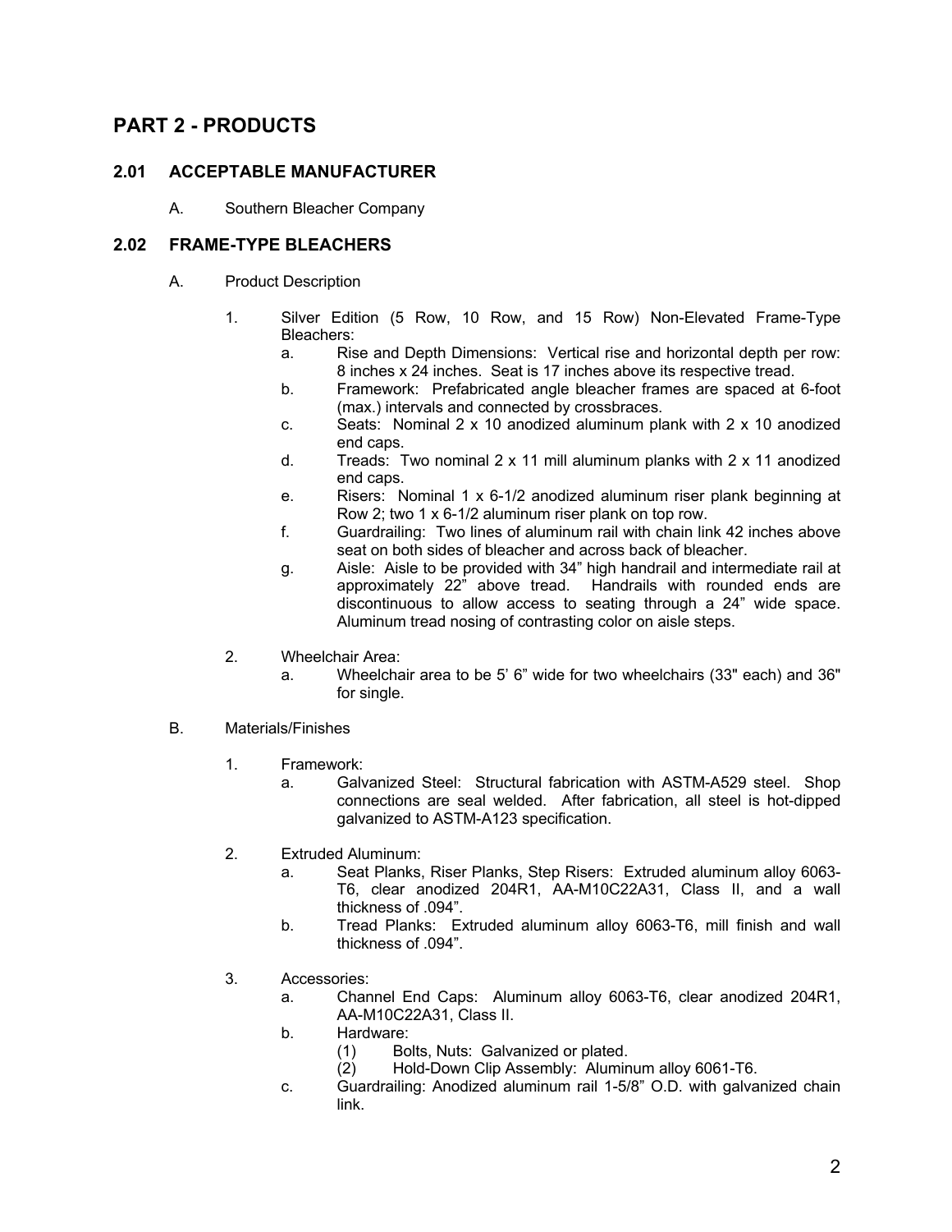# PART 2 - PRODUCTS

## 2.01 ACCEPTABLE MANUFACTURER

A. Southern Bleacher Company

## 2.02 FRAME-TYPE BLEACHERS

A. Product Description

1. Silver Edition (5 Row, 10 Row, and 15 Row) Non-Elevated Frame-Type Bleachers:
   a. Rise and Depth Dimensions: Vertical rise and horizontal depth per row: 8 inches x 24 inches. Seat is 17 inches above its respective tread.
   b. Framework: Prefabricated angle bleacher frames are spaced at 6-foot (max.) intervals and connected by crossbraces.
   c. Seats: Nominal 2 x 10 anodized aluminum plank with 2 x 10 anodized end caps.
   d. Treads: Two nominal 2 x 11 mill aluminum planks with 2 x 11 anodized end caps.
   e. Risers: Nominal 1 x 6-1/2 anodized aluminum riser plank beginning at Row 2; two 1 x 6-1/2 aluminum riser plank on top row.
   f. Guardrailing: Two lines of aluminum rail with chain link 42 inches above seat on both sides of bleacher and across back of bleacher.
   g. Aisle: Aisle to be provided with 34" high handrail and intermediate rail at approximately 22" above tread. Handrails with rounded ends are discontinuous to allow access to seating through a 24" wide space. Aluminum tread nosing of contrasting color on aisle steps.

2. Wheelchair Area:
   a. Wheelchair area to be 5' 6" wide for two wheelchairs (33" each) and 36" for single.

B. Materials/Finishes

1. Framework:
   a. Galvanized Steel: Structural fabrication with ASTM-A529 steel. Shop connections are seal welded. After fabrication, all steel is hot-dipped galvanized to ASTM-A123 specification.

2. Extruded Aluminum:
   a. Seat Planks, Riser Planks, Step Risers: Extruded aluminum alloy 6063-T6, clear anodized 204R1, AA-M10C22A31, Class II, and a wall thickness of .094".
   b. Tread Planks: Extruded aluminum alloy 6063-T6, mill finish and wall thickness of .094".

3. Accessories:
   a. Channel End Caps: Aluminum alloy 6063-T6, clear anodized 204R1, AA-M10C22A31, Class II.
   b. Hardware:
      (1) Bolts, Nuts: Galvanized or plated.
      (2) Hold-Down Clip Assembly: Aluminum alloy 6061-T6.
   c. Guardrailing: Anodized aluminum rail 1-5/8" O.D. with galvanized chain link.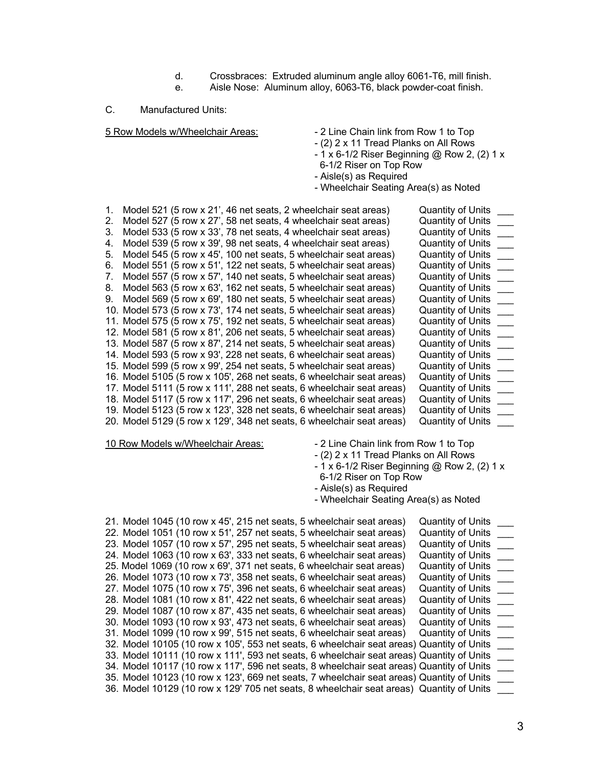d. Crossbraces: Extruded aluminum angle alloy 6061-T6, mill finish.
e. Aisle Nose: Aluminum alloy, 6063-T6, black powder-coat finish.

C. Manufactured Units:

<u>5 Row Models w/Wheelchair Areas:</u>

- 2 Line Chain link from Row 1 to Top
- (2) 2 x 11 Tread Planks on All Rows
- 1 x 6-1/2 Riser Beginning @ Row 2, (2) 1 x 6-1/2 Riser on Top Row
- Aisle(s) as Required
- Wheelchair Seating Area(s) as Noted

1. Model 521 (5 row x 21', 46 net seats, 2 wheelchair seat areas) Quantity of Units ___
2. Model 527 (5 row x 27', 58 net seats, 4 wheelchair seat areas) Quantity of Units ___
3. Model 533 (5 row x 33', 78 net seats, 4 wheelchair seat areas) Quantity of Units ___
4. Model 539 (5 row x 39', 98 net seats, 4 wheelchair seat areas) Quantity of Units ___
5. Model 545 (5 row x 45', 100 net seats, 5 wheelchair seat areas) Quantity of Units ___
6. Model 551 (5 row x 51', 122 net seats, 5 wheelchair seat areas) Quantity of Units ___
7. Model 557 (5 row x 57', 140 net seats, 5 wheelchair seat areas) Quantity of Units ___
8. Model 563 (5 row x 63', 162 net seats, 5 wheelchair seat areas) Quantity of Units ___
9. Model 569 (5 row x 69', 180 net seats, 5 wheelchair seat areas) Quantity of Units ___
10. Model 573 (5 row x 73', 174 net seats, 5 wheelchair seat areas) Quantity of Units ___
11. Model 575 (5 row x 75', 192 net seats, 5 wheelchair seat areas) Quantity of Units ___
12. Model 581 (5 row x 81', 206 net seats, 5 wheelchair seat areas) Quantity of Units ___
13. Model 587 (5 row x 87', 214 net seats, 5 wheelchair seat areas) Quantity of Units ___
14. Model 593 (5 row x 93', 228 net seats, 6 wheelchair seat areas) Quantity of Units ___
15. Model 599 (5 row x 99', 254 net seats, 5 wheelchair seat areas) Quantity of Units ___
16. Model 5105 (5 row x 105', 268 net seats, 6 wheelchair seat areas) Quantity of Units ___
17. Model 5111 (5 row x 111', 288 net seats, 6 wheelchair seat areas) Quantity of Units ___
18. Model 5117 (5 row x 117', 296 net seats, 6 wheelchair seat areas) Quantity of Units ___
19. Model 5123 (5 row x 123', 328 net seats, 6 wheelchair seat areas) Quantity of Units ___
20. Model 5129 (5 row x 129', 348 net seats, 6 wheelchair seat areas) Quantity of Units ___

<u>10 Row Models w/Wheelchair Areas:</u>

- 2 Line Chain link from Row 1 to Top
- (2) 2 x 11 Tread Planks on All Rows
- 1 x 6-1/2 Riser Beginning @ Row 2, (2) 1 x 6-1/2 Riser on Top Row
- Aisle(s) as Required
- Wheelchair Seating Area(s) as Noted

21. Model 1045 (10 row x 45', 215 net seats, 5 wheelchair seat areas) Quantity of Units ___
22. Model 1051 (10 row x 51', 257 net seats, 5 wheelchair seat areas) Quantity of Units ___
23. Model 1057 (10 row x 57', 295 net seats, 5 wheelchair seat areas) Quantity of Units ___
24. Model 1063 (10 row x 63', 333 net seats, 6 wheelchair seat areas) Quantity of Units ___
25. Model 1069 (10 row x 69', 371 net seats, 6 wheelchair seat areas) Quantity of Units ___
26. Model 1073 (10 row x 73', 358 net seats, 6 wheelchair seat areas) Quantity of Units ___
27. Model 1075 (10 row x 75', 396 net seats, 6 wheelchair seat areas) Quantity of Units ___
28. Model 1081 (10 row x 81', 422 net seats, 6 wheelchair seat areas) Quantity of Units ___
29. Model 1087 (10 row x 87', 435 net seats, 6 wheelchair seat areas) Quantity of Units ___
30. Model 1093 (10 row x 93', 473 net seats, 6 wheelchair seat areas) Quantity of Units ___
31. Model 1099 (10 row x 99', 515 net seats, 6 wheelchair seat areas) Quantity of Units ___
32. Model 10105 (10 row x 105', 553 net seats, 6 wheelchair seat areas) Quantity of Units ___
33. Model 10111 (10 row x 111', 593 net seats, 6 wheelchair seat areas) Quantity of Units ___
34. Model 10117 (10 row x 117', 596 net seats, 8 wheelchair seat areas) Quantity of Units ___
35. Model 10123 (10 row x 123', 669 net seats, 7 wheelchair seat areas) Quantity of Units ___
36. Model 10129 (10 row x 129' 705 net seats, 8 wheelchair seat areas) Quantity of Units ___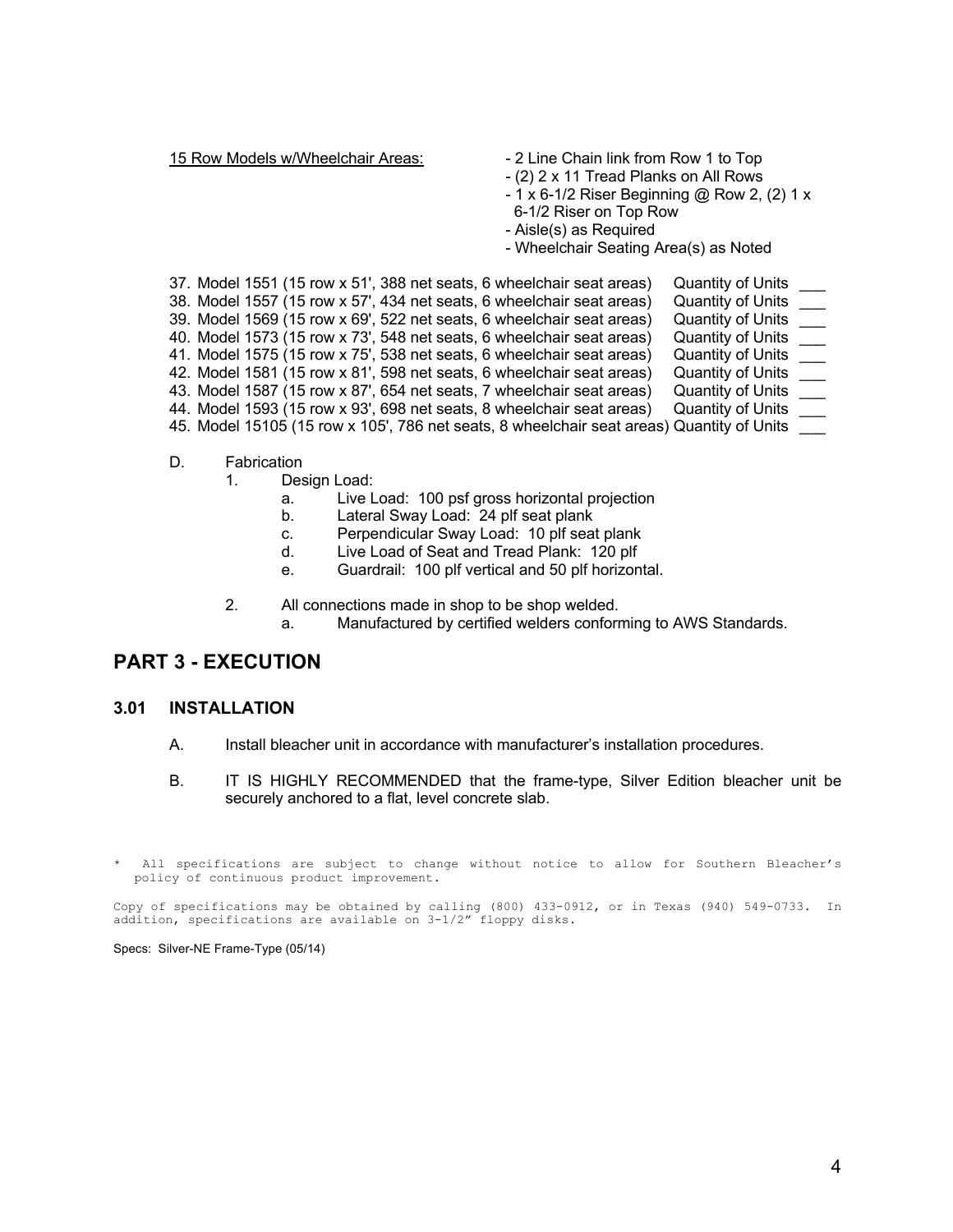15 Row Models w/Wheelchair Areas:

- 2 Line Chain link from Row 1 to Top
- (2) 2 x 11 Tread Planks on All Rows
- 1 x 6-1/2 Riser Beginning @ Row 2, (2) 1 x 6-1/2 Riser on Top Row
- Aisle(s) as Required
- Wheelchair Seating Area(s) as Noted

37. Model 1551 (15 row x 51', 388 net seats, 6 wheelchair seat areas) Quantity of Units ___
38. Model 1557 (15 row x 57', 434 net seats, 6 wheelchair seat areas) Quantity of Units ___
39. Model 1569 (15 row x 69', 522 net seats, 6 wheelchair seat areas) Quantity of Units ___
40. Model 1573 (15 row x 73', 548 net seats, 6 wheelchair seat areas) Quantity of Units ___
41. Model 1575 (15 row x 75', 538 net seats, 6 wheelchair seat areas) Quantity of Units ___
42. Model 1581 (15 row x 81', 598 net seats, 6 wheelchair seat areas) Quantity of Units ___
43. Model 1587 (15 row x 87', 654 net seats, 7 wheelchair seat areas) Quantity of Units ___
44. Model 1593 (15 row x 93', 698 net seats, 8 wheelchair seat areas) Quantity of Units ___
45. Model 15105 (15 row x 105', 786 net seats, 8 wheelchair seat areas) Quantity of Units ___

D. Fabrication
   1. Design Load:
      a. Live Load: 100 psf gross horizontal projection
      b. Lateral Sway Load: 24 plf seat plank
      c. Perpendicular Sway Load: 10 plf seat plank
      d. Live Load of Seat and Tread Plank: 120 plf
      e. Guardrail: 100 plf vertical and 50 plf horizontal.
   2. All connections made in shop to be shop welded.
      a. Manufactured by certified welders conforming to AWS Standards.

## PART 3 - EXECUTION

### 3.01 INSTALLATION

A. Install bleacher unit in accordance with manufacturer's installation procedures.

B. IT IS HIGHLY RECOMMENDED that the frame-type, Silver Edition bleacher unit be securely anchored to a flat, level concrete slab.

\* All specifications are subject to change without notice to allow for Southern Bleacher's policy of continuous product improvement.

Copy of specifications may be obtained by calling (800) 433-0912, or in Texas (940) 549-0733. In addition, specifications are available on 3-1/2" floppy disks.

Specs: Silver-NE Frame-Type (05/14)